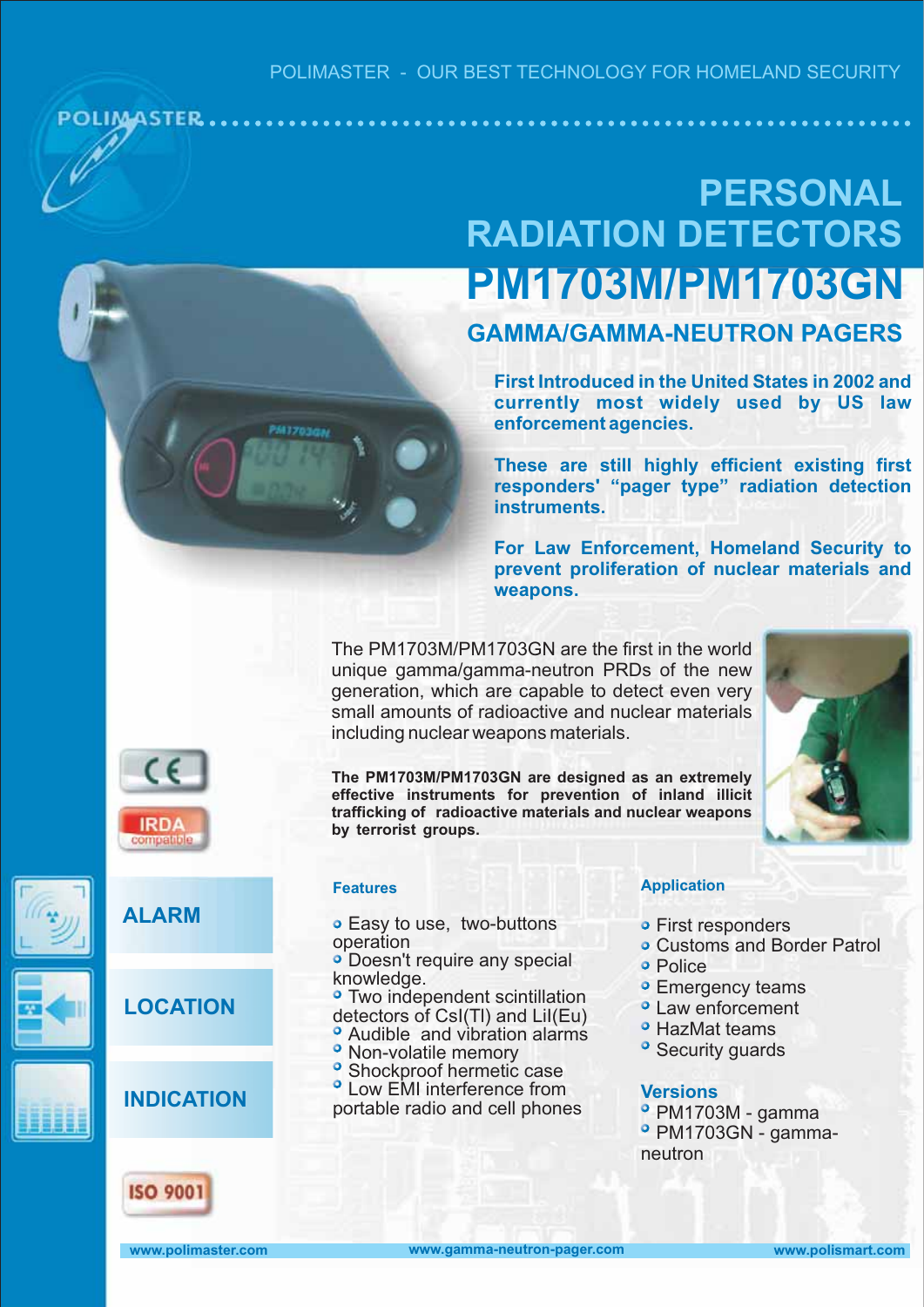POLIMASTER - OUR BEST TECHNOLOGY FOR HOMELAND SECURITY

# PERSONAL RADIATION DETECTORS

# PM1703M/PM1703GN

## GAMMA/GAMMA-NEUTRON PAGERS

**First Introduced in the United States in 2002 and currently most widely used by US law enforcement agencies.**

**These are still highly efficient existing first responders' "pager type" radiation detection instruments.**

**For Law Enforcement, Homeland Security to prevent proliferation of nuclear materials and weapons.**

The PM1703M/PM1703GN are the first in the world unique gamma/gamma-neutron PRDs of the new generation, which are capable to detect even very small amounts of radioactive and nuclear materials including nuclear weapons materials.

**The PM1703M/PM1703GN are designed as an extremely effective instruments for prevention of inland illicit trafficking of radioactive materials and nuclear weapons by terrorist groups.**

CE

IRDA compatible

ALARM

LOCATION

INDICATION

ISO 9001

### Features

- Easy to use, two-buttons operation
- Doesn't require any special knowledge.
- Two independent scintillation detectors of CsI(Tl) and LiI(Eu)
- Audible and vibration alarms
- Non-volatile memory
- Shockproof hermetic case
- Low EMI interference from portable radio and cell phones

### Application

- First responders
- Customs and Border Patrol
- Police
- Emergency teams
- Law enforcement
- HazMat teams
- Security guards

### Versions

- PM1703M - gamma
- PM1703GN - gamma-neutron

www.polimaster.com www.gamma-neutron-pager.com www.polismart.com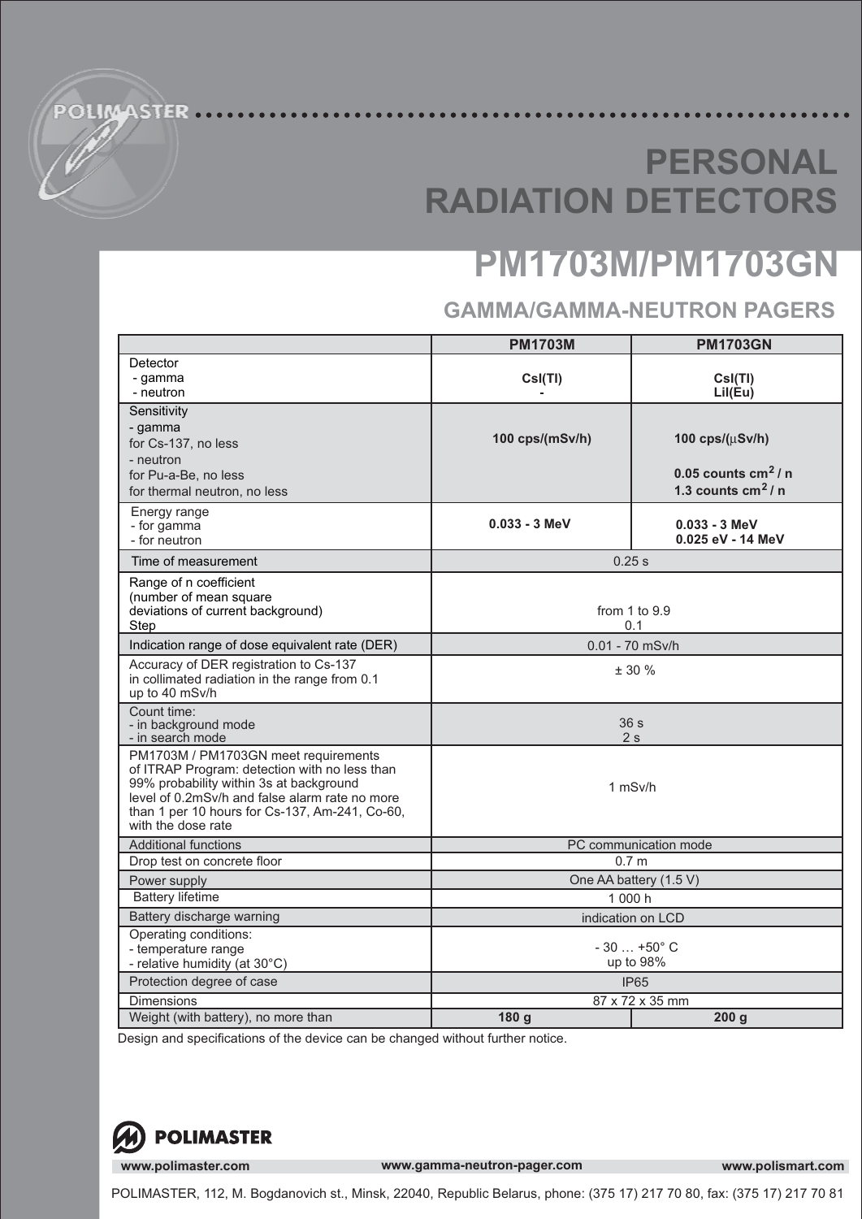# PERSONAL RADIATION DETECTORS

## PM1703M/PM1703GN

### GAMMA/GAMMA-NEUTRON PAGERS

| | PM1703M | PM1703GN |
|---|---|---|
| Detector<br>- gamma<br>- neutron | **CsI(Tl)**<br>**-** | **CsI(Tl)**<br>**LiI(Eu)** |
| Sensitivity<br>- gamma<br>for Cs-137, no less<br>- neutron<br>for Pu-a-Be, no less<br>for thermal neutron, no less | **100 cps/(mSv/h)** | **100 cps/(μSv/h)**<br>**0.05 counts $cm^2$ / n**<br>**1.3 counts $cm^2$ / n** |
| Energy range<br>- for gamma<br>- for neutron | **0.033 - 3 MeV** | **0.033 - 3 MeV**<br>**0.025 eV - 14 MeV** |
| Time of measurement | 0.25 s | |
| Range of n coefficient<br>(number of mean square deviations of current background)<br>Step | from 1 to 9.9<br>0.1 | |
| Indication range of dose equivalent rate (DER) | 0.01 - 70 mSv/h | |
| Accuracy of DER registration to Cs-137 in collimated radiation in the range from 0.1 up to 40 mSv/h | ± 30 % | |
| Count time:<br>- in background mode<br>- in search mode | 36 s<br>2 s | |
| PM1703M / PM1703GN meet requirements of ITRAP Program: detection with no less than 99% probability within 3s at background level of 0.2mSv/h and false alarm rate no more than 1 per 10 hours for Cs-137, Am-241, Co-60, with the dose rate | 1 mSv/h | |
| Additional functions | PC communication mode | |
| Drop test on concrete floor | 0.7 m | |
| Power supply | One AA battery (1.5 V) | |
| Battery lifetime | 1 000 h | |
| Battery discharge warning | indication on LCD | |
| Operating conditions:<br>- temperature range<br>- relative humidity (at 30°C) | - 30 … +50° C<br>up to 98% | |
| Protection degree of case | IP65 | |
| Dimensions | 87 x 72 x 35 mm | |
| Weight (with battery), no more than | **180 g** | **200 g** |

Design and specifications of the device can be changed without further notice.

**POLIMASTER**

**www.polimaster.com** **www.gamma-neutron-pager.com** **www.polismart.com**

POLIMASTER, 112, M. Bogdanovich st., Minsk, 22040, Republic Belarus, phone: (375 17) 217 70 80, fax: (375 17) 217 70 81